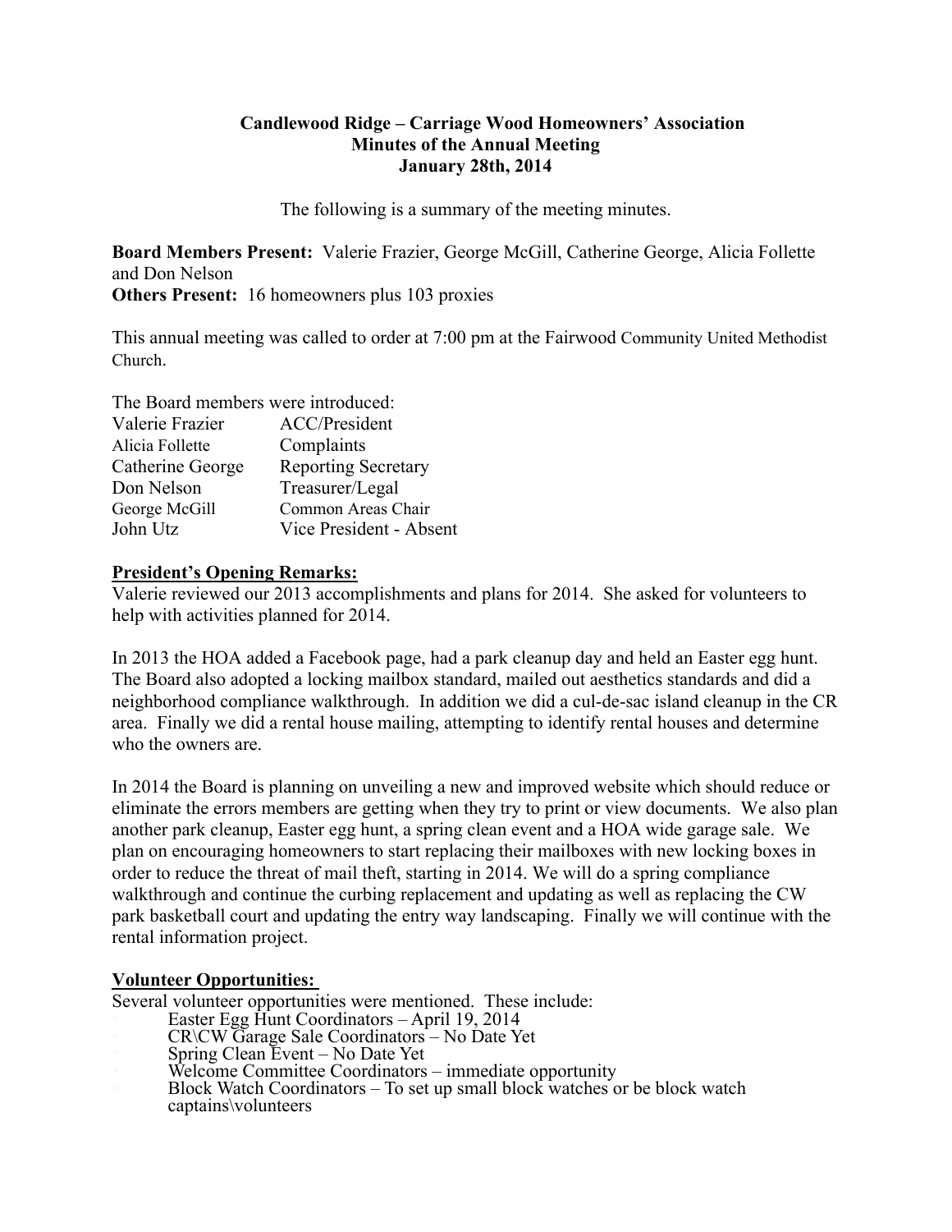**Candlewood Ridge – Carriage Wood Homeowners' Association**
**Minutes of the Annual Meeting**
**January 28th, 2014**

The following is a summary of the meeting minutes.

**Board Members Present:** Valerie Frazier, George McGill, Catherine George, Alicia Follette and Don Nelson
**Others Present:** 16 homeowners plus 103 proxies

This annual meeting was called to order at 7:00 pm at the Fairwood Community United Methodist Church.

The Board members were introduced:

| | |
|---|---|
| Valerie Frazier | ACC/President |
| Alicia Follette | Complaints |
| Catherine George | Reporting Secretary |
| Don Nelson | Treasurer/Legal |
| George McGill | Common Areas Chair |
| John Utz | Vice President - Absent |

**President's Opening Remarks:**

Valerie reviewed our 2013 accomplishments and plans for 2014. She asked for volunteers to help with activities planned for 2014.

In 2013 the HOA added a Facebook page, had a park cleanup day and held an Easter egg hunt. The Board also adopted a locking mailbox standard, mailed out aesthetics standards and did a neighborhood compliance walkthrough. In addition we did a cul-de-sac island cleanup in the CR area. Finally we did a rental house mailing, attempting to identify rental houses and determine who the owners are.

In 2014 the Board is planning on unveiling a new and improved website which should reduce or eliminate the errors members are getting when they try to print or view documents. We also plan another park cleanup, Easter egg hunt, a spring clean event and a HOA wide garage sale. We plan on encouraging homeowners to start replacing their mailboxes with new locking boxes in order to reduce the threat of mail theft, starting in 2014. We will do a spring compliance walkthrough and continue the curbing replacement and updating as well as replacing the CW park basketball court and updating the entry way landscaping. Finally we will continue with the rental information project.

**Volunteer Opportunities:**

Several volunteer opportunities were mentioned. These include:

- Easter Egg Hunt Coordinators – April 19, 2014
- CR\CW Garage Sale Coordinators – No Date Yet
- Spring Clean Event – No Date Yet
- Welcome Committee Coordinators – immediate opportunity
- Block Watch Coordinators – To set up small block watches or be block watch captains\volunteers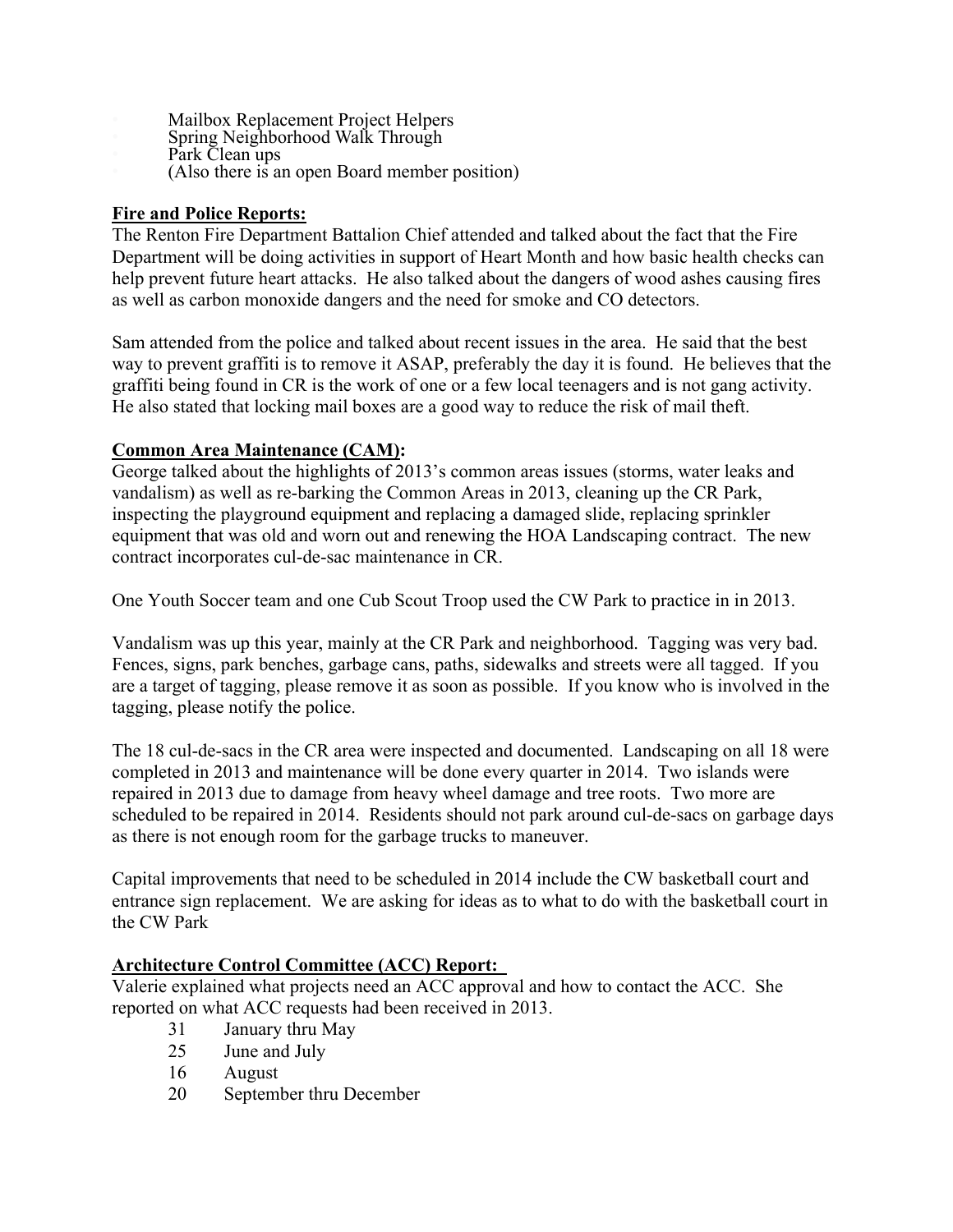- Mailbox Replacement Project Helpers
- Spring Neighborhood Walk Through
- Park Clean ups
- (Also there is an open Board member position)

**Fire and Police Reports:**

The Renton Fire Department Battalion Chief attended and talked about the fact that the Fire Department will be doing activities in support of Heart Month and how basic health checks can help prevent future heart attacks. He also talked about the dangers of wood ashes causing fires as well as carbon monoxide dangers and the need for smoke and CO detectors.

Sam attended from the police and talked about recent issues in the area. He said that the best way to prevent graffiti is to remove it ASAP, preferably the day it is found. He believes that the graffiti being found in CR is the work of one or a few local teenagers and is not gang activity. He also stated that locking mail boxes are a good way to reduce the risk of mail theft.

**Common Area Maintenance (CAM):**

George talked about the highlights of 2013's common areas issues (storms, water leaks and vandalism) as well as re-barking the Common Areas in 2013, cleaning up the CR Park, inspecting the playground equipment and replacing a damaged slide, replacing sprinkler equipment that was old and worn out and renewing the HOA Landscaping contract. The new contract incorporates cul-de-sac maintenance in CR.

One Youth Soccer team and one Cub Scout Troop used the CW Park to practice in in 2013.

Vandalism was up this year, mainly at the CR Park and neighborhood. Tagging was very bad. Fences, signs, park benches, garbage cans, paths, sidewalks and streets were all tagged. If you are a target of tagging, please remove it as soon as possible. If you know who is involved in the tagging, please notify the police.

The 18 cul-de-sacs in the CR area were inspected and documented. Landscaping on all 18 were completed in 2013 and maintenance will be done every quarter in 2014. Two islands were repaired in 2013 due to damage from heavy wheel damage and tree roots. Two more are scheduled to be repaired in 2014. Residents should not park around cul-de-sacs on garbage days as there is not enough room for the garbage trucks to maneuver.

Capital improvements that need to be scheduled in 2014 include the CW basketball court and entrance sign replacement. We are asking for ideas as to what to do with the basketball court in the CW Park

**Architecture Control Committee (ACC) Report:**

Valerie explained what projects need an ACC approval and how to contact the ACC. She reported on what ACC requests had been received in 2013.

- 31 January thru May
- 25 June and July
- 16 August
- 20 September thru December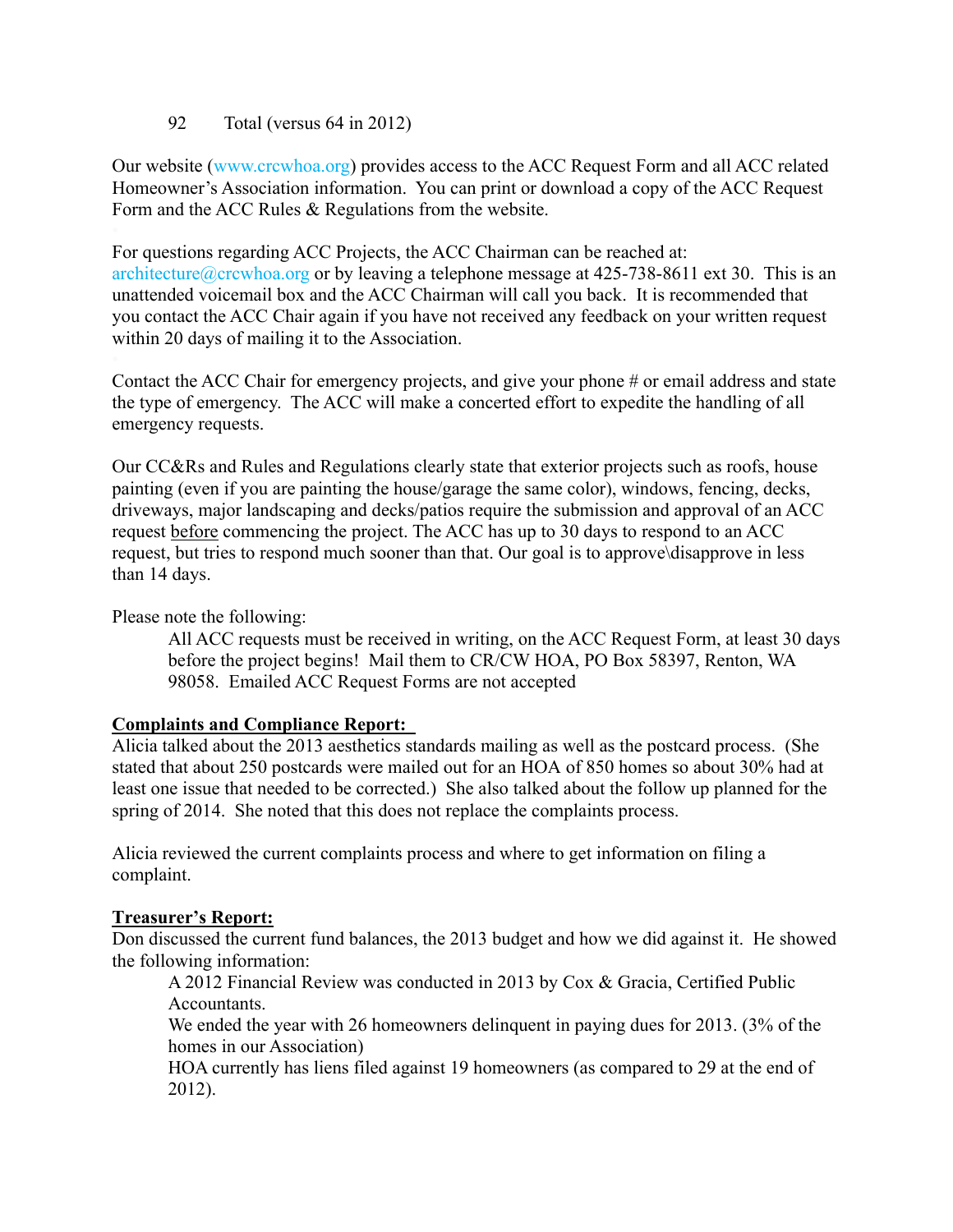92 Total (versus 64 in 2012)

Our website (www.crcwhoa.org) provides access to the ACC Request Form and all ACC related Homeowner's Association information. You can print or download a copy of the ACC Request Form and the ACC Rules & Regulations from the website.

For questions regarding ACC Projects, the ACC Chairman can be reached at: architecture@crcwhoa.org or by leaving a telephone message at 425-738-8611 ext 30. This is an unattended voicemail box and the ACC Chairman will call you back. It is recommended that you contact the ACC Chair again if you have not received any feedback on your written request within 20 days of mailing it to the Association.

Contact the ACC Chair for emergency projects, and give your phone # or email address and state the type of emergency. The ACC will make a concerted effort to expedite the handling of all emergency requests.

Our CC&Rs and Rules and Regulations clearly state that exterior projects such as roofs, house painting (even if you are painting the house/garage the same color), windows, fencing, decks, driveways, major landscaping and decks/patios require the submission and approval of an ACC request <u>before</u> commencing the project. The ACC has up to 30 days to respond to an ACC request, but tries to respond much sooner than that. Our goal is to approve\disapprove in less than 14 days.

Please note the following:

All ACC requests must be received in writing, on the ACC Request Form, at least 30 days before the project begins! Mail them to CR/CW HOA, PO Box 58397, Renton, WA 98058. Emailed ACC Request Forms are not accepted

**<u>Complaints and Compliance Report:</u>**

Alicia talked about the 2013 aesthetics standards mailing as well as the postcard process. (She stated that about 250 postcards were mailed out for an HOA of 850 homes so about 30% had at least one issue that needed to be corrected.) She also talked about the follow up planned for the spring of 2014. She noted that this does not replace the complaints process.

Alicia reviewed the current complaints process and where to get information on filing a complaint.

**<u>Treasurer's Report:</u>**

Don discussed the current fund balances, the 2013 budget and how we did against it. He showed the following information:

A 2012 Financial Review was conducted in 2013 by Cox & Gracia, Certified Public Accountants.

We ended the year with 26 homeowners delinquent in paying dues for 2013. (3% of the homes in our Association)

HOA currently has liens filed against 19 homeowners (as compared to 29 at the end of 2012).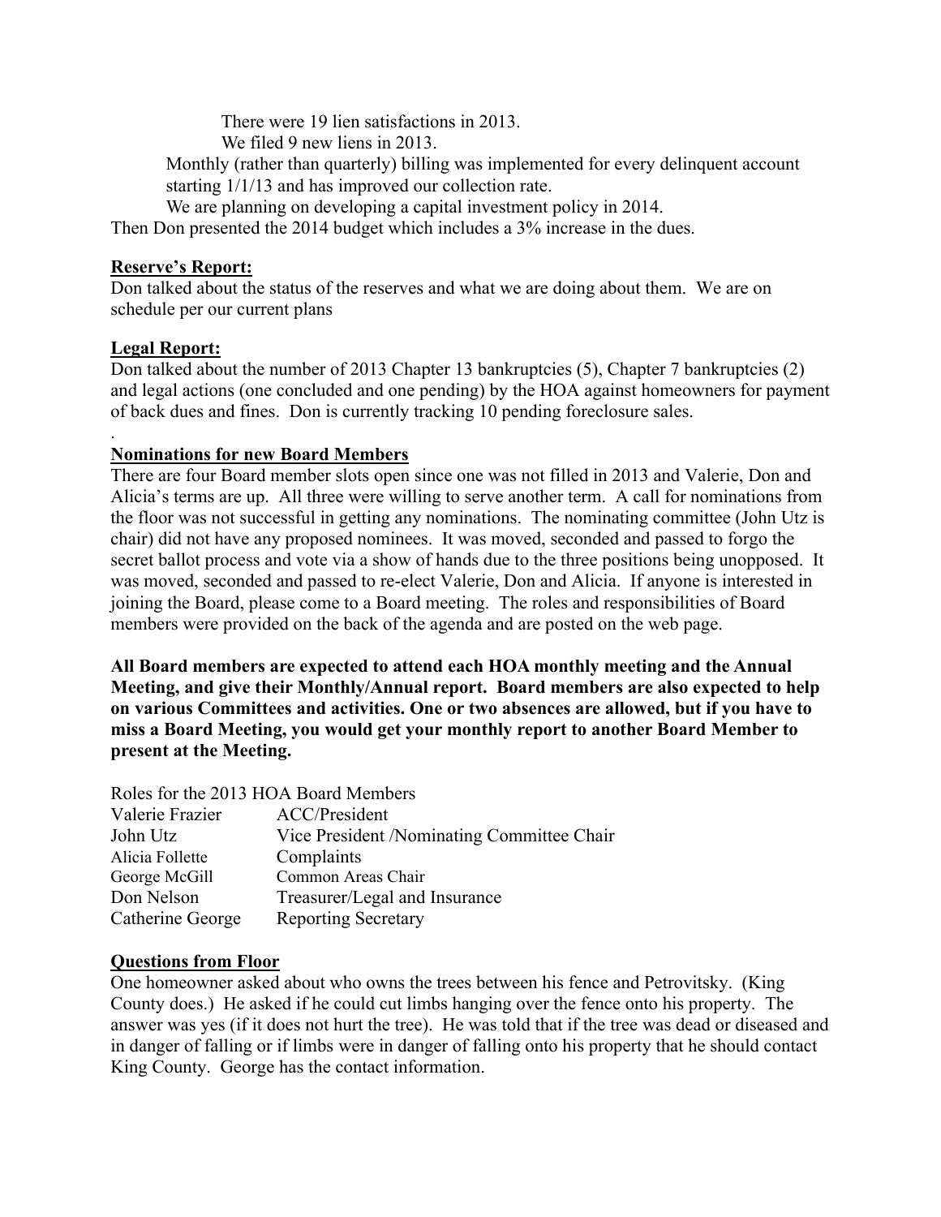There were 19 lien satisfactions in 2013.

We filed 9 new liens in 2013.

Monthly (rather than quarterly) billing was implemented for every delinquent account starting 1/1/13 and has improved our collection rate.

We are planning on developing a capital investment policy in 2014.

Then Don presented the 2014 budget which includes a 3% increase in the dues.

**Reserve's Report:**

Don talked about the status of the reserves and what we are doing about them. We are on schedule per our current plans

**Legal Report:**

Don talked about the number of 2013 Chapter 13 bankruptcies (5), Chapter 7 bankruptcies (2) and legal actions (one concluded and one pending) by the HOA against homeowners for payment of back dues and fines. Don is currently tracking 10 pending foreclosure sales.

.

**Nominations for new Board Members**

There are four Board member slots open since one was not filled in 2013 and Valerie, Don and Alicia's terms are up. All three were willing to serve another term. A call for nominations from the floor was not successful in getting any nominations. The nominating committee (John Utz is chair) did not have any proposed nominees. It was moved, seconded and passed to forgo the secret ballot process and vote via a show of hands due to the three positions being unopposed. It was moved, seconded and passed to re-elect Valerie, Don and Alicia. If anyone is interested in joining the Board, please come to a Board meeting. The roles and responsibilities of Board members were provided on the back of the agenda and are posted on the web page.

**All Board members are expected to attend each HOA monthly meeting and the Annual Meeting, and give their Monthly/Annual report. Board members are also expected to help on various Committees and activities. One or two absences are allowed, but if you have to miss a Board Meeting, you would get your monthly report to another Board Member to present at the Meeting.**

Roles for the 2013 HOA Board Members

| | |
|---|---|
| Valerie Frazier | ACC/President |
| John Utz | Vice President /Nominating Committee Chair |
| Alicia Follette | Complaints |
| George McGill | Common Areas Chair |
| Don Nelson | Treasurer/Legal and Insurance |
| Catherine George | Reporting Secretary |

**Questions from Floor**

One homeowner asked about who owns the trees between his fence and Petrovitsky. (King County does.) He asked if he could cut limbs hanging over the fence onto his property. The answer was yes (if it does not hurt the tree). He was told that if the tree was dead or diseased and in danger of falling or if limbs were in danger of falling onto his property that he should contact King County. George has the contact information.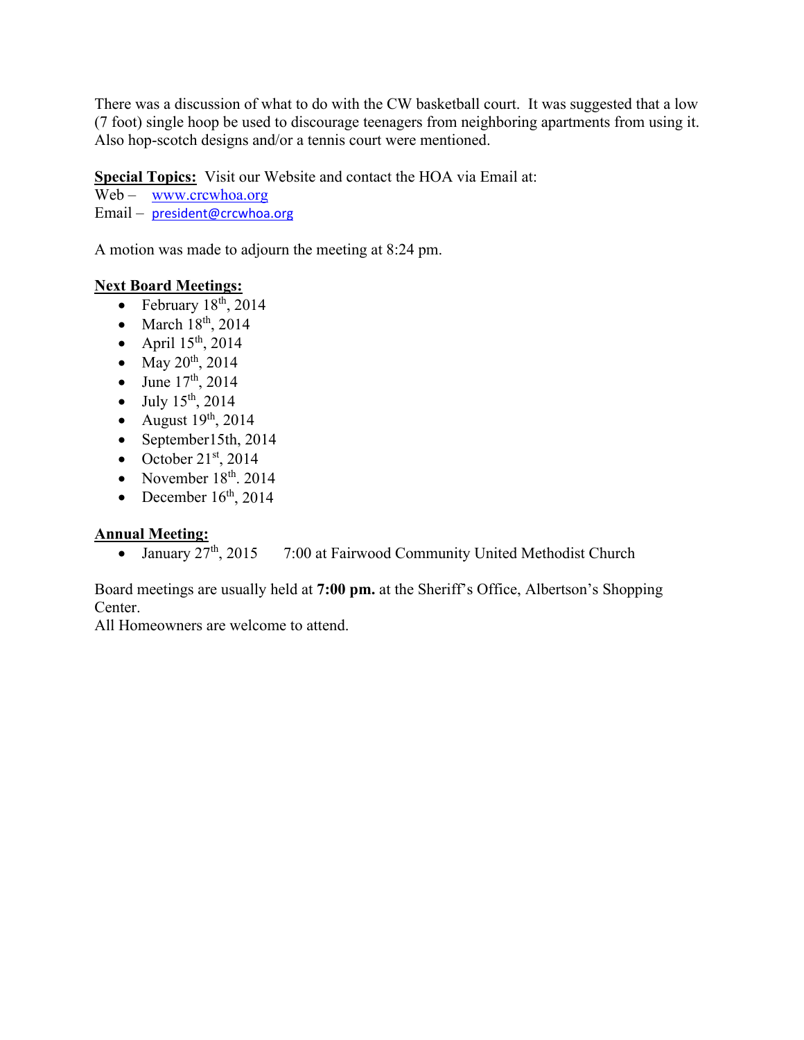There was a discussion of what to do with the CW basketball court. It was suggested that a low (7 foot) single hoop be used to discourage teenagers from neighboring apartments from using it. Also hop-scotch designs and/or a tennis court were mentioned.

**Special Topics:** Visit our Website and contact the HOA via Email at:
Web – www.crcwhoa.org
Email – president@crcwhoa.org

A motion was made to adjourn the meeting at 8:24 pm.

**Next Board Meetings:**

- February 18th, 2014
- March 18th, 2014
- April 15th, 2014
- May 20th, 2014
- June 17th, 2014
- July 15th, 2014
- August 19th, 2014
- September15th, 2014
- October 21st, 2014
- November 18th. 2014
- December 16th, 2014

**Annual Meeting:**

- January 27th, 2015 7:00 at Fairwood Community United Methodist Church

Board meetings are usually held at **7:00 pm.** at the Sheriff's Office, Albertson's Shopping Center.
All Homeowners are welcome to attend.